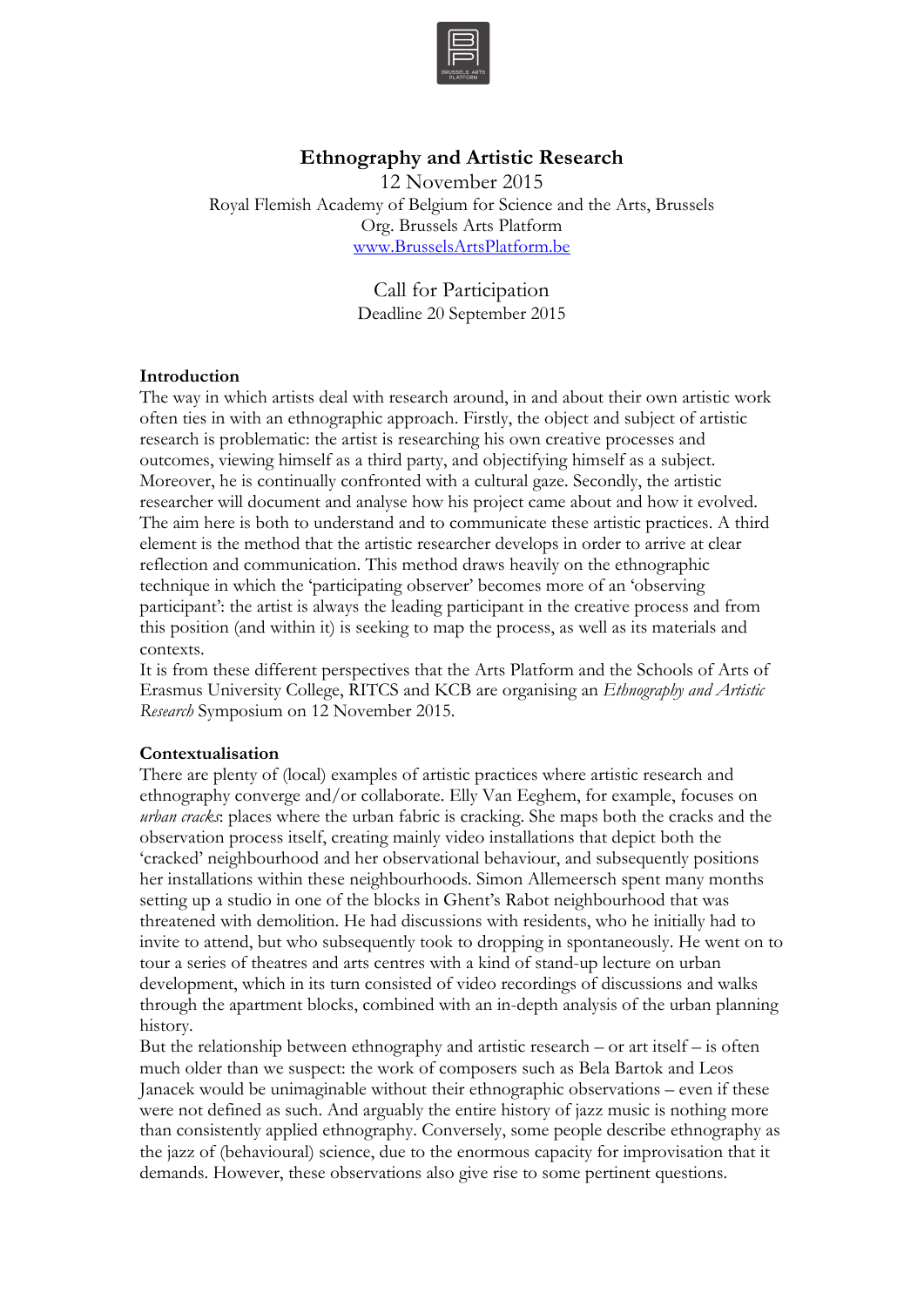# Ethnography and Artistic Research

12 November 2015
Royal Flemish Academy of Belgium for Science and the Arts, Brussels
Org. Brussels Arts Platform
www.BrusselsArtsPlatform.be

Call for Participation
Deadline 20 September 2015

## Introduction

The way in which artists deal with research around, in and about their own artistic work often ties in with an ethnographic approach. Firstly, the object and subject of artistic research is problematic: the artist is researching his own creative processes and outcomes, viewing himself as a third party, and objectifying himself as a subject. Moreover, he is continually confronted with a cultural gaze. Secondly, the artistic researcher will document and analyse how his project came about and how it evolved. The aim here is both to understand and to communicate these artistic practices. A third element is the method that the artistic researcher develops in order to arrive at clear reflection and communication. This method draws heavily on the ethnographic technique in which the 'participating observer' becomes more of an 'observing participant': the artist is always the leading participant in the creative process and from this position (and within it) is seeking to map the process, as well as its materials and contexts.

It is from these different perspectives that the Arts Platform and the Schools of Arts of Erasmus University College, RITCS and KCB are organising an *Ethnography and Artistic Research* Symposium on 12 November 2015.

## Contextualisation

There are plenty of (local) examples of artistic practices where artistic research and ethnography converge and/or collaborate. Elly Van Eeghem, for example, focuses on *urban cracks*: places where the urban fabric is cracking. She maps both the cracks and the observation process itself, creating mainly video installations that depict both the 'cracked' neighbourhood and her observational behaviour, and subsequently positions her installations within these neighbourhoods. Simon Allemeersch spent many months setting up a studio in one of the blocks in Ghent's Rabot neighbourhood that was threatened with demolition. He had discussions with residents, who he initially had to invite to attend, but who subsequently took to dropping in spontaneously. He went on to tour a series of theatres and arts centres with a kind of stand-up lecture on urban development, which in its turn consisted of video recordings of discussions and walks through the apartment blocks, combined with an in-depth analysis of the urban planning history.

But the relationship between ethnography and artistic research – or art itself – is often much older than we suspect: the work of composers such as Bela Bartok and Leos Janacek would be unimaginable without their ethnographic observations – even if these were not defined as such. And arguably the entire history of jazz music is nothing more than consistently applied ethnography. Conversely, some people describe ethnography as the jazz of (behavioural) science, due to the enormous capacity for improvisation that it demands. However, these observations also give rise to some pertinent questions.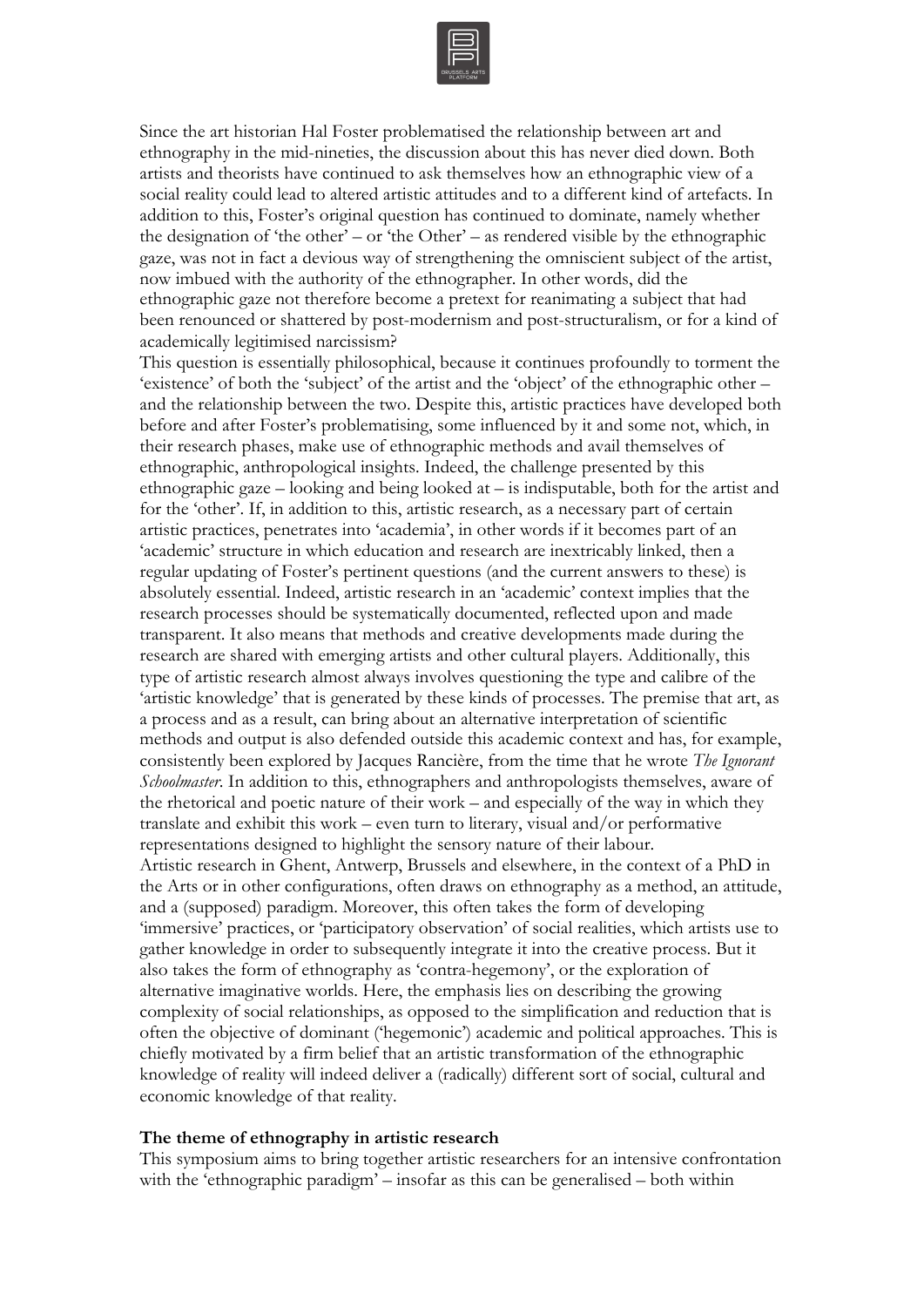Since the art historian Hal Foster problematised the relationship between art and ethnography in the mid-nineties, the discussion about this has never died down. Both artists and theorists have continued to ask themselves how an ethnographic view of a social reality could lead to altered artistic attitudes and to a different kind of artefacts. In addition to this, Foster's original question has continued to dominate, namely whether the designation of 'the other' – or 'the Other' – as rendered visible by the ethnographic gaze, was not in fact a devious way of strengthening the omniscient subject of the artist, now imbued with the authority of the ethnographer. In other words, did the ethnographic gaze not therefore become a pretext for reanimating a subject that had been renounced or shattered by post-modernism and post-structuralism, or for a kind of academically legitimised narcissism?

This question is essentially philosophical, because it continues profoundly to torment the 'existence' of both the 'subject' of the artist and the 'object' of the ethnographic other – and the relationship between the two. Despite this, artistic practices have developed both before and after Foster's problematising, some influenced by it and some not, which, in their research phases, make use of ethnographic methods and avail themselves of ethnographic, anthropological insights. Indeed, the challenge presented by this ethnographic gaze – looking and being looked at – is indisputable, both for the artist and for the 'other'. If, in addition to this, artistic research, as a necessary part of certain artistic practices, penetrates into 'academia', in other words if it becomes part of an 'academic' structure in which education and research are inextricably linked, then a regular updating of Foster's pertinent questions (and the current answers to these) is absolutely essential. Indeed, artistic research in an 'academic' context implies that the research processes should be systematically documented, reflected upon and made transparent. It also means that methods and creative developments made during the research are shared with emerging artists and other cultural players. Additionally, this type of artistic research almost always involves questioning the type and calibre of the 'artistic knowledge' that is generated by these kinds of processes. The premise that art, as a process and as a result, can bring about an alternative interpretation of scientific methods and output is also defended outside this academic context and has, for example, consistently been explored by Jacques Rancière, from the time that he wrote *The Ignorant Schoolmaster*. In addition to this, ethnographers and anthropologists themselves, aware of the rhetorical and poetic nature of their work – and especially of the way in which they translate and exhibit this work – even turn to literary, visual and/or performative representations designed to highlight the sensory nature of their labour.

Artistic research in Ghent, Antwerp, Brussels and elsewhere, in the context of a PhD in the Arts or in other configurations, often draws on ethnography as a method, an attitude, and a (supposed) paradigm. Moreover, this often takes the form of developing 'immersive' practices, or 'participatory observation' of social realities, which artists use to gather knowledge in order to subsequently integrate it into the creative process. But it also takes the form of ethnography as 'contra-hegemony', or the exploration of alternative imaginative worlds. Here, the emphasis lies on describing the growing complexity of social relationships, as opposed to the simplification and reduction that is often the objective of dominant ('hegemonic') academic and political approaches. This is chiefly motivated by a firm belief that an artistic transformation of the ethnographic knowledge of reality will indeed deliver a (radically) different sort of social, cultural and economic knowledge of that reality.

**The theme of ethnography in artistic research**

This symposium aims to bring together artistic researchers for an intensive confrontation with the 'ethnographic paradigm' – insofar as this can be generalised – both within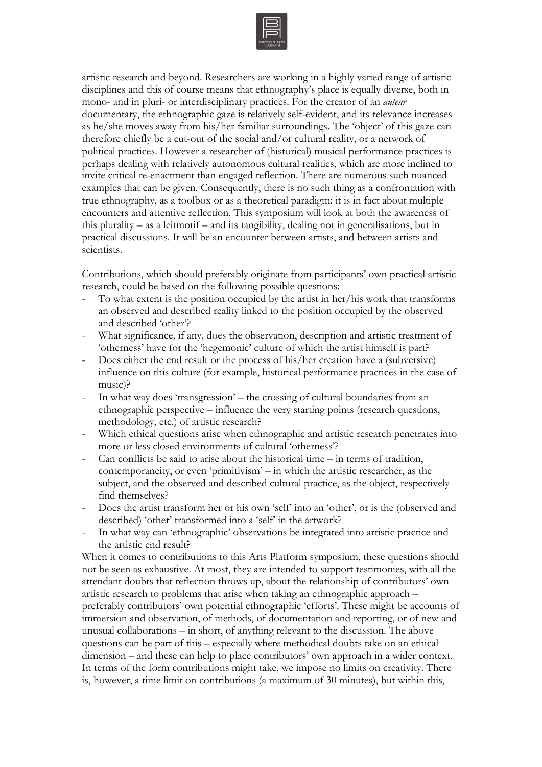artistic research and beyond. Researchers are working in a highly varied range of artistic disciplines and this of course means that ethnography's place is equally diverse, both in mono- and in pluri- or interdisciplinary practices. For the creator of an *auteur* documentary, the ethnographic gaze is relatively self-evident, and its relevance increases as he/she moves away from his/her familiar surroundings. The 'object' of this gaze can therefore chiefly be a cut-out of the social and/or cultural reality, or a network of political practices. However a researcher of (historical) musical performance practices is perhaps dealing with relatively autonomous cultural realities, which are more inclined to invite critical re-enactment than engaged reflection. There are numerous such nuanced examples that can be given. Consequently, there is no such thing as a confrontation with true ethnography, as a toolbox or as a theoretical paradigm: it is in fact about multiple encounters and attentive reflection. This symposium will look at both the awareness of this plurality – as a leitmotif – and its tangibility, dealing not in generalisations, but in practical discussions. It will be an encounter between artists, and between artists and scientists.

Contributions, which should preferably originate from participants' own practical artistic research, could be based on the following possible questions:

- To what extent is the position occupied by the artist in her/his work that transforms an observed and described reality linked to the position occupied by the observed and described 'other'?
- What significance, if any, does the observation, description and artistic treatment of 'otherness' have for the 'hegemonic' culture of which the artist himself is part?
- Does either the end result or the process of his/her creation have a (subversive) influence on this culture (for example, historical performance practices in the case of music)?
- In what way does 'transgression' – the crossing of cultural boundaries from an ethnographic perspective – influence the very starting points (research questions, methodology, etc.) of artistic research?
- Which ethical questions arise when ethnographic and artistic research penetrates into more or less closed environments of cultural 'otherness'?
- Can conflicts be said to arise about the historical time – in terms of tradition, contemporaneity, or even 'primitivism' – in which the artistic researcher, as the subject, and the observed and described cultural practice, as the object, respectively find themselves?
- Does the artist transform her or his own 'self' into an 'other', or is the (observed and described) 'other' transformed into a 'self' in the artwork?
- In what way can 'ethnographic' observations be integrated into artistic practice and the artistic end result?

When it comes to contributions to this Arts Platform symposium, these questions should not be seen as exhaustive. At most, they are intended to support testimonies, with all the attendant doubts that reflection throws up, about the relationship of contributors' own artistic research to problems that arise when taking an ethnographic approach – preferably contributors' own potential ethnographic 'efforts'. These might be accounts of immersion and observation, of methods, of documentation and reporting, or of new and unusual collaborations – in short, of anything relevant to the discussion. The above questions can be part of this – especially where methodical doubts take on an ethical dimension – and these can help to place contributors' own approach in a wider context. In terms of the form contributions might take, we impose no limits on creativity. There is, however, a time limit on contributions (a maximum of 30 minutes), but within this,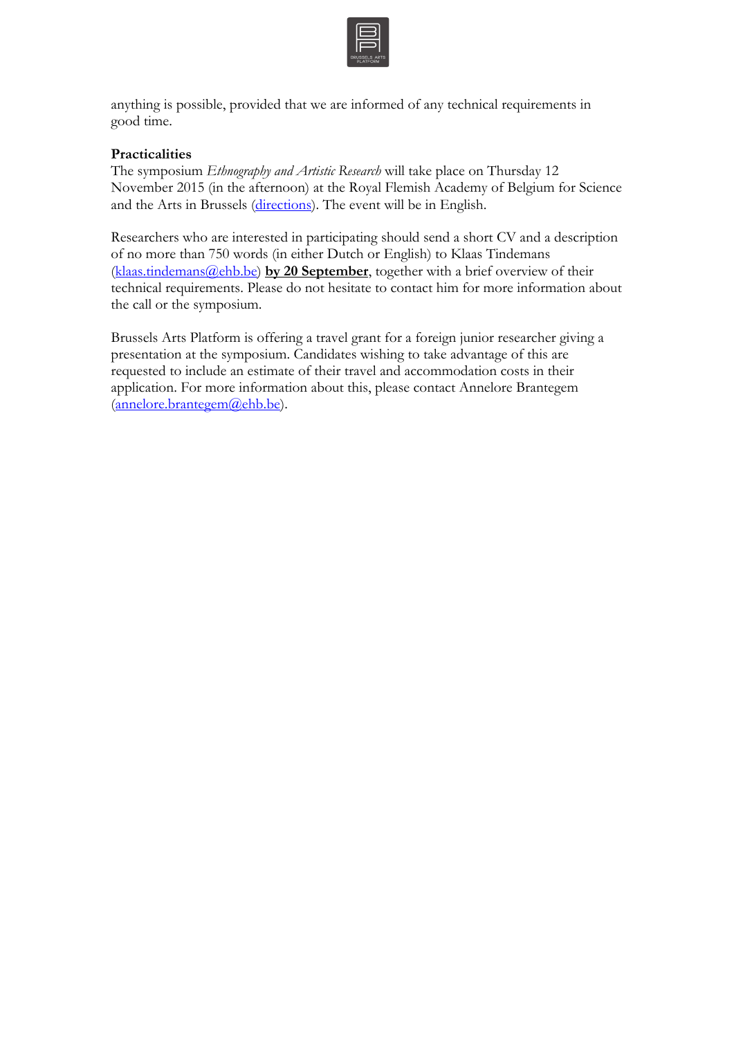anything is possible, provided that we are informed of any technical requirements in good time.

**Practicalities**

The symposium *Ethnography and Artistic Research* will take place on Thursday 12 November 2015 (in the afternoon) at the Royal Flemish Academy of Belgium for Science and the Arts in Brussels (directions). The event will be in English.

Researchers who are interested in participating should send a short CV and a description of no more than 750 words (in either Dutch or English) to Klaas Tindemans (klaas.tindemans@ehb.be) **by 20 September**, together with a brief overview of their technical requirements. Please do not hesitate to contact him for more information about the call or the symposium.

Brussels Arts Platform is offering a travel grant for a foreign junior researcher giving a presentation at the symposium. Candidates wishing to take advantage of this are requested to include an estimate of their travel and accommodation costs in their application. For more information about this, please contact Annelore Brantegem (annelore.brantegem@ehb.be).